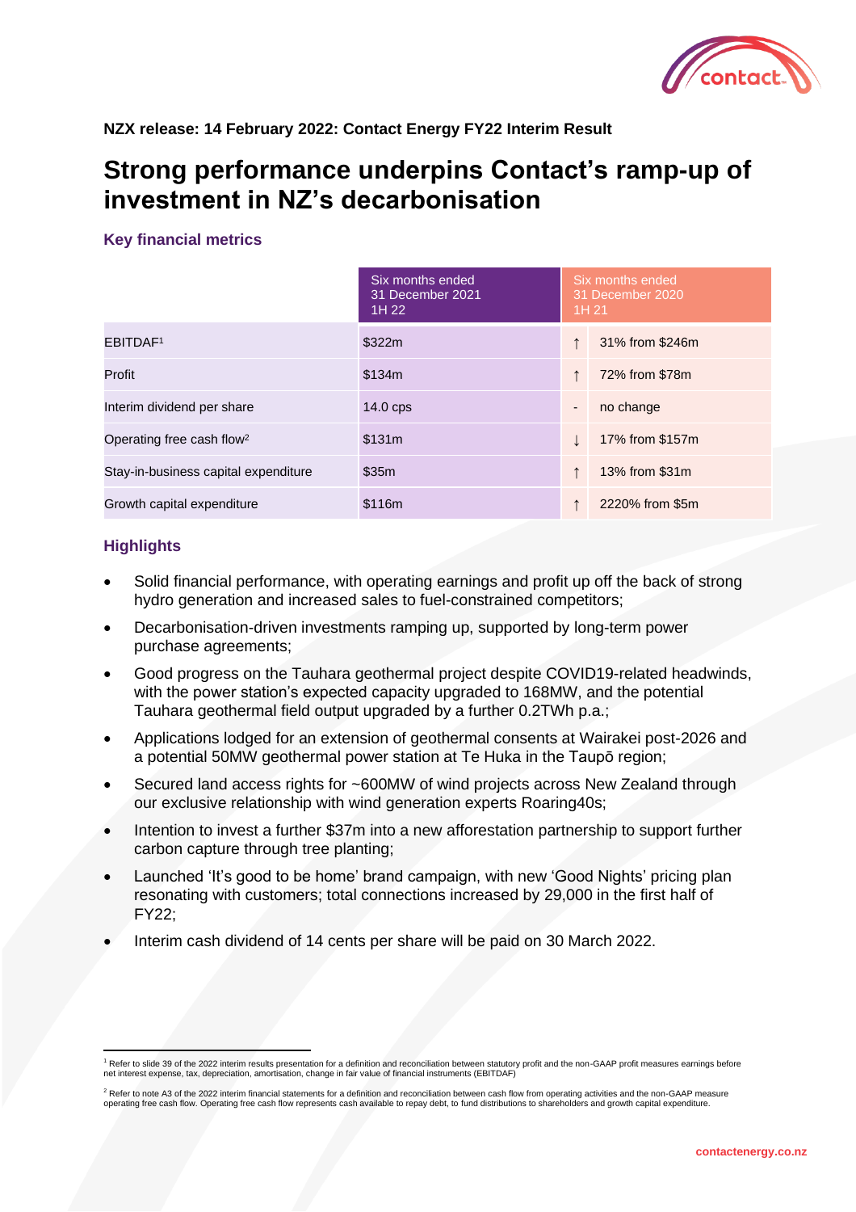**NZX release: 14 February 2022: Contact Energy FY22 Interim Result**

# Strong performance underpins Contact's ramp-up of investment in NZ's decarbonisation

## Key financial metrics

| | Six months ended 31 December 2021 1H 22 | Six months ended 31 December 2020 1H 21 | |
|---|---|---|---|
| EBITDAF[1] | $322m | ↑ | 31% from $246m |
| Profit | $134m | ↑ | 72% from $78m |
| Interim dividend per share | 14.0 cps | - | no change |
| Operating free cash flow[2] | $131m | ↓ | 17% from $157m |
| Stay-in-business capital expenditure | $35m | ↑ | 13% from $31m |
| Growth capital expenditure | $116m | ↑ | 2220% from $5m |

## Highlights

- Solid financial performance, with operating earnings and profit up off the back of strong hydro generation and increased sales to fuel-constrained competitors;
- Decarbonisation-driven investments ramping up, supported by long-term power purchase agreements;
- Good progress on the Tauhara geothermal project despite COVID19-related headwinds, with the power station's expected capacity upgraded to 168MW, and the potential Tauhara geothermal field output upgraded by a further 0.2TWh p.a.;
- Applications lodged for an extension of geothermal consents at Wairakei post-2026 and a potential 50MW geothermal power station at Te Huka in the Taupō region;
- Secured land access rights for ~600MW of wind projects across New Zealand through our exclusive relationship with wind generation experts Roaring40s;
- Intention to invest a further $37m into a new afforestation partnership to support further carbon capture through tree planting;
- Launched 'It's good to be home' brand campaign, with new 'Good Nights' pricing plan resonating with customers; total connections increased by 29,000 in the first half of FY22;
- Interim cash dividend of 14 cents per share will be paid on 30 March 2022.

[1] Refer to slide 39 of the 2022 interim results presentation for a definition and reconciliation between statutory profit and the non-GAAP profit measures earnings before net interest expense, tax, depreciation, amortisation, change in fair value of financial instruments (EBITDAF)

[2] Refer to note A3 of the 2022 interim financial statements for a definition and reconciliation between cash flow from operating activities and the non-GAAP measure operating free cash flow. Operating free cash flow represents cash available to repay debt, to fund distributions to shareholders and growth capital expenditure.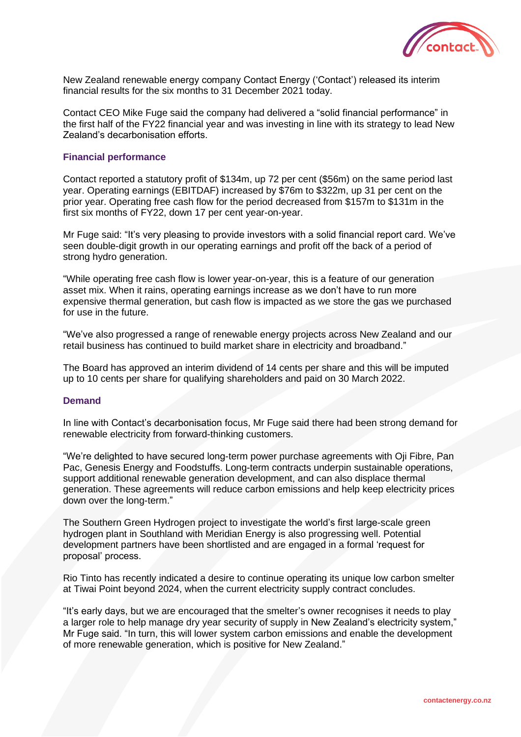New Zealand renewable energy company Contact Energy ('Contact') released its interim financial results for the six months to 31 December 2021 today.

Contact CEO Mike Fuge said the company had delivered a "solid financial performance" in the first half of the FY22 financial year and was investing in line with its strategy to lead New Zealand's decarbonisation efforts.

## Financial performance

Contact reported a statutory profit of $134m, up 72 per cent ($56m) on the same period last year. Operating earnings (EBITDAF) increased by $76m to $322m, up 31 per cent on the prior year. Operating free cash flow for the period decreased from $157m to $131m in the first six months of FY22, down 17 per cent year-on-year.

Mr Fuge said: "It's very pleasing to provide investors with a solid financial report card. We've seen double-digit growth in our operating earnings and profit off the back of a period of strong hydro generation.

"While operating free cash flow is lower year-on-year, this is a feature of our generation asset mix. When it rains, operating earnings increase as we don't have to run more expensive thermal generation, but cash flow is impacted as we store the gas we purchased for use in the future.

"We've also progressed a range of renewable energy projects across New Zealand and our retail business has continued to build market share in electricity and broadband."

The Board has approved an interim dividend of 14 cents per share and this will be imputed up to 10 cents per share for qualifying shareholders and paid on 30 March 2022.

## Demand

In line with Contact's decarbonisation focus, Mr Fuge said there had been strong demand for renewable electricity from forward-thinking customers.

"We're delighted to have secured long-term power purchase agreements with Oji Fibre, Pan Pac, Genesis Energy and Foodstuffs. Long-term contracts underpin sustainable operations, support additional renewable generation development, and can also displace thermal generation. These agreements will reduce carbon emissions and help keep electricity prices down over the long-term."

The Southern Green Hydrogen project to investigate the world's first large-scale green hydrogen plant in Southland with Meridian Energy is also progressing well. Potential development partners have been shortlisted and are engaged in a formal 'request for proposal' process.

Rio Tinto has recently indicated a desire to continue operating its unique low carbon smelter at Tiwai Point beyond 2024, when the current electricity supply contract concludes.

"It's early days, but we are encouraged that the smelter's owner recognises it needs to play a larger role to help manage dry year security of supply in New Zealand's electricity system," Mr Fuge said. "In turn, this will lower system carbon emissions and enable the development of more renewable generation, which is positive for New Zealand."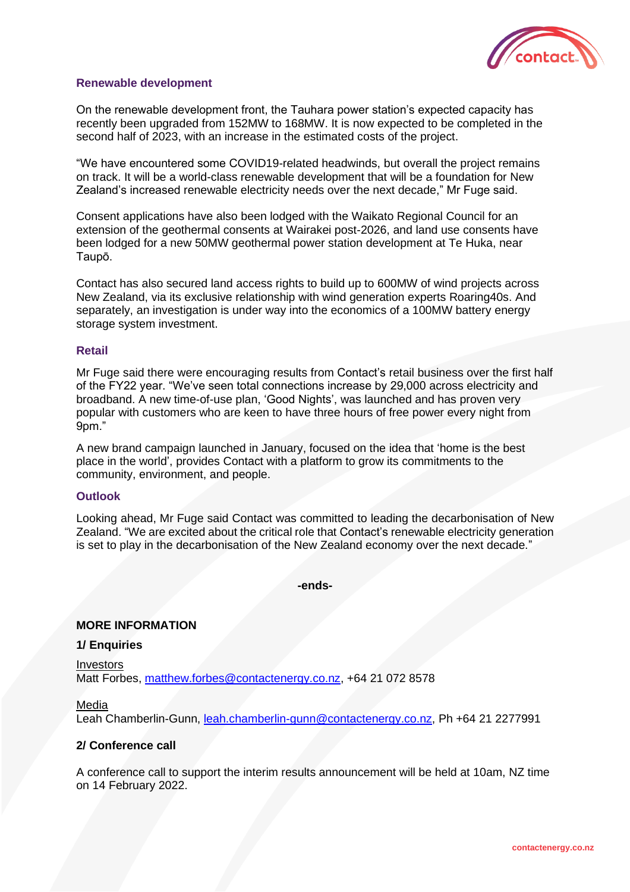## Renewable development

On the renewable development front, the Tauhara power station's expected capacity has recently been upgraded from 152MW to 168MW. It is now expected to be completed in the second half of 2023, with an increase in the estimated costs of the project.

"We have encountered some COVID19-related headwinds, but overall the project remains on track. It will be a world-class renewable development that will be a foundation for New Zealand's increased renewable electricity needs over the next decade," Mr Fuge said.

Consent applications have also been lodged with the Waikato Regional Council for an extension of the geothermal consents at Wairakei post-2026, and land use consents have been lodged for a new 50MW geothermal power station development at Te Huka, near Taupō.

Contact has also secured land access rights to build up to 600MW of wind projects across New Zealand, via its exclusive relationship with wind generation experts Roaring40s. And separately, an investigation is under way into the economics of a 100MW battery energy storage system investment.

## Retail

Mr Fuge said there were encouraging results from Contact's retail business over the first half of the FY22 year. "We've seen total connections increase by 29,000 across electricity and broadband. A new time-of-use plan, 'Good Nights', was launched and has proven very popular with customers who are keen to have three hours of free power every night from 9pm."

A new brand campaign launched in January, focused on the idea that 'home is the best place in the world', provides Contact with a platform to grow its commitments to the community, environment, and people.

## Outlook

Looking ahead, Mr Fuge said Contact was committed to leading the decarbonisation of New Zealand. "We are excited about the critical role that Contact's renewable electricity generation is set to play in the decarbonisation of the New Zealand economy over the next decade."

**-ends-**

## MORE INFORMATION

### 1/ Enquiries

Investors
Matt Forbes, matthew.forbes@contactenergy.co.nz, +64 21 072 8578

Media
Leah Chamberlin-Gunn, leah.chamberlin-gunn@contactenergy.co.nz, Ph +64 21 2277991

### 2/ Conference call

A conference call to support the interim results announcement will be held at 10am, NZ time on 14 February 2022.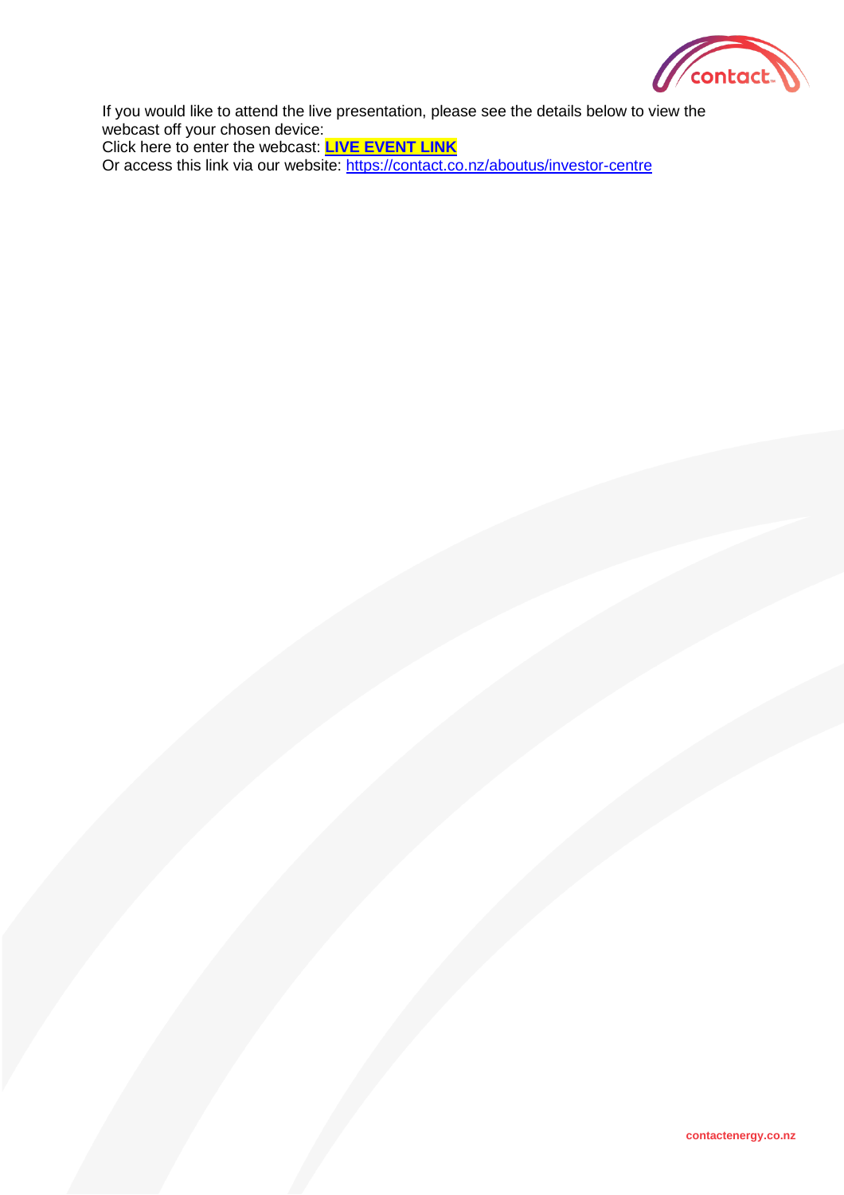If you would like to attend the live presentation, please see the details below to view the webcast off your chosen device:

Click here to enter the webcast: **LIVE EVENT LINK**

Or access this link via our website: https://contact.co.nz/aboutus/investor-centre